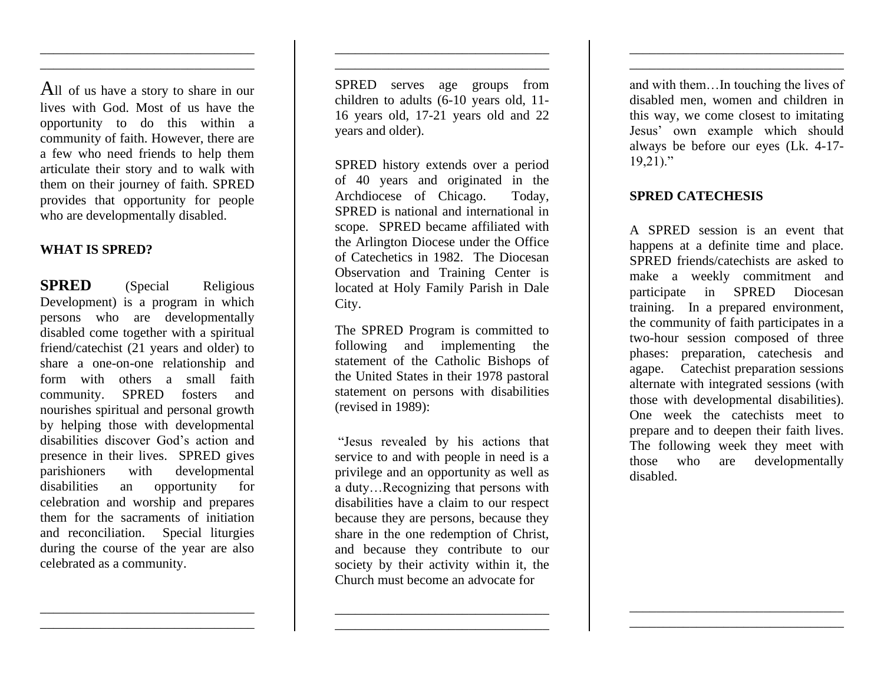All of us have a story to share in our lives with God. Most of us have the opportunity to do this within a community of faith. However, there are a few who need friends to help them articulate their story and to walk with them on their journey of faith. SPRED provides that opportunity for people who are developmentally disabled.

**WHAT IS SPRED?**

**SPRED** (Special Religious Development) is a program in which persons who are developmentally disabled come together with a spiritual friend/catechist (21 years and older) to share a one-on-one relationship and form with others a small faith community. SPRED fosters and nourishes spiritual and personal growth by helping those with developmental disabilities discover God's action and presence in their lives. SPRED gives parishioners with developmental disabilities an opportunity for celebration and worship and prepares them for the sacraments of initiation and reconciliation. Special liturgies during the course of the year are also celebrated as a community.

SPRED serves age groups from children to adults (6-10 years old, 11-16 years old, 17-21 years old and 22 years and older).

SPRED history extends over a period of 40 years and originated in the Archdiocese of Chicago. Today, SPRED is national and international in scope. SPRED became affiliated with the Arlington Diocese under the Office of Catechetics in 1982. The Diocesan Observation and Training Center is located at Holy Family Parish in Dale City.

The SPRED Program is committed to following and implementing the statement of the Catholic Bishops of the United States in their 1978 pastoral statement on persons with disabilities (revised in 1989):

"Jesus revealed by his actions that service to and with people in need is a privilege and an opportunity as well as a duty…Recognizing that persons with disabilities have a claim to our respect because they are persons, because they share in the one redemption of Christ, and because they contribute to our society by their activity within it, the Church must become an advocate for and with them…In touching the lives of disabled men, women and children in this way, we come closest to imitating Jesus' own example which should always be before our eyes (Lk. 4-17-19,21)."

**SPRED CATECHESIS**

A SPRED session is an event that happens at a definite time and place. SPRED friends/catechists are asked to make a weekly commitment and participate in SPRED Diocesan training. In a prepared environment, the community of faith participates in a two-hour session composed of three phases: preparation, catechesis and agape. Catechist preparation sessions alternate with integrated sessions (with those with developmental disabilities). One week the catechists meet to prepare and to deepen their faith lives. The following week they meet with those who are developmentally disabled.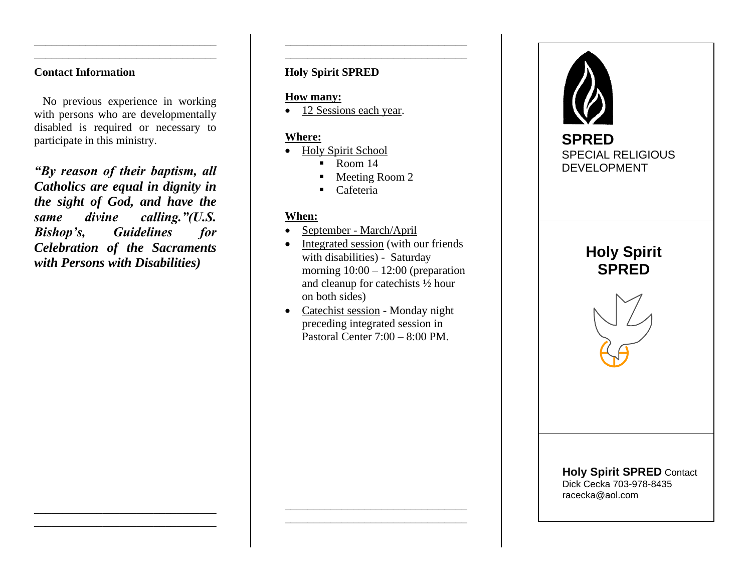## Contact Information

No previous experience in working with persons who are developmentally disabled is required or necessary to participate in this ministry.

***"By reason of their baptism, all Catholics are equal in dignity in the sight of God, and have the same divine calling."(U.S. Bishop's, Guidelines for Celebration of the Sacraments with Persons with Disabilities)***

## Holy Spirit SPRED

**How many:**

- 12 Sessions each year.

**Where:**

- Holy Spirit School
  - Room 14
  - Meeting Room 2
  - Cafeteria

**When:**

- September - March/April
- Integrated session (with our friends with disabilities) - Saturday morning 10:00 – 12:00 (preparation and cleanup for catechists ½ hour on both sides)
- Catechist session - Monday night preceding integrated session in Pastoral Center 7:00 – 8:00 PM.

**SPRED**
SPECIAL RELIGIOUS DEVELOPMENT

# Holy Spirit SPRED

**Holy Spirit SPRED** Contact
Dick Cecka 703-978-8435
racecka@aol.com